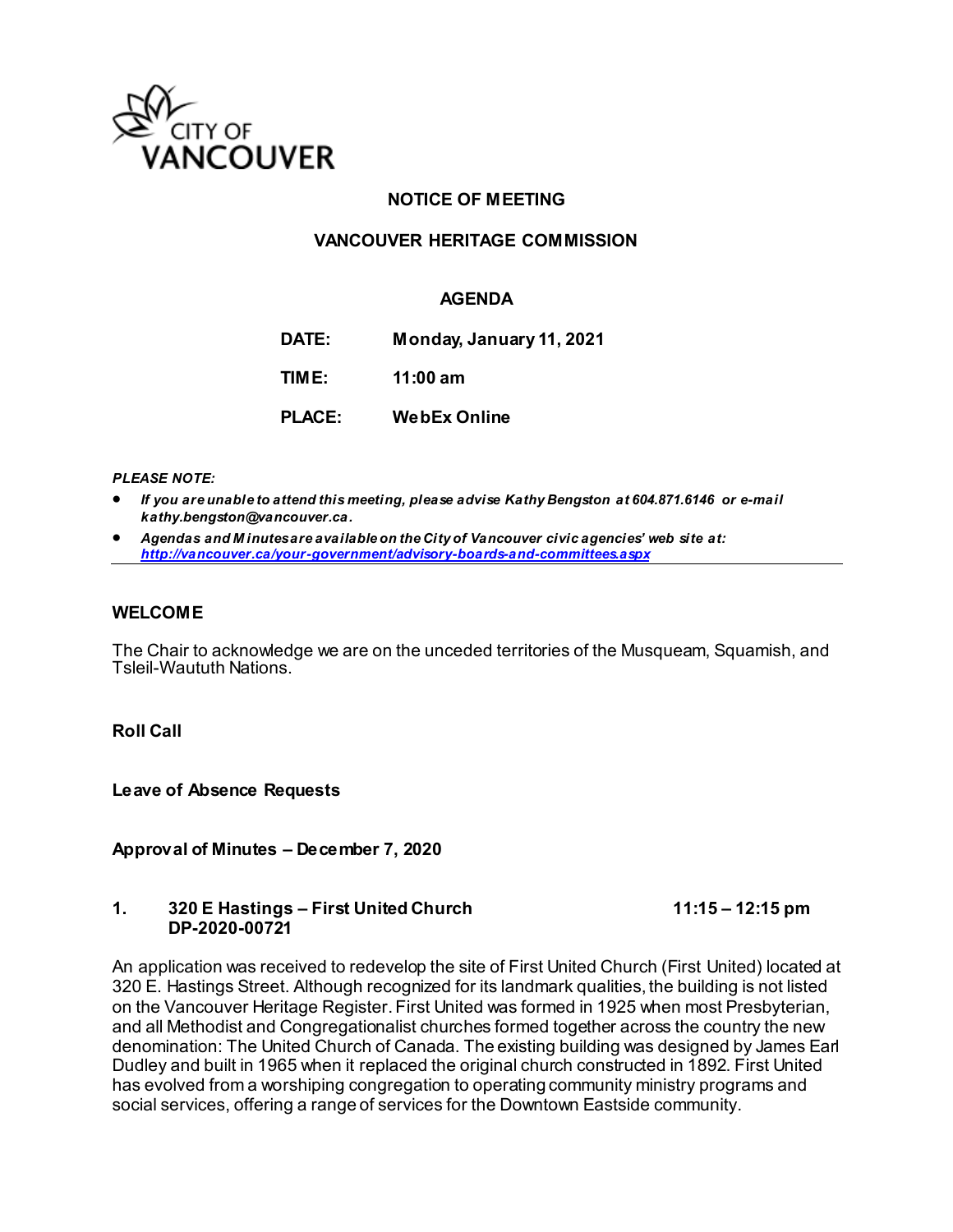CITY OF VANCOUVER

## NOTICE OF MEETING

## VANCOUVER HERITAGE COMMISSION

## AGENDA

**DATE:** Monday, January 11, 2021

**TIME:** 11:00 am

**PLACE:** WebEx Online

***PLEASE NOTE:***

- ***If you are unable to attend this meeting, please advise Kathy Bengston at 604.871.6146 or e-mail kathy.bengston@vancouver.ca.***
- ***Agendas and Minutes are available on the City of Vancouver civic agencies' web site at: http://vancouver.ca/your-government/advisory-boards-and-committees.aspx***

---

### WELCOME

The Chair to acknowledge we are on the unceded territories of the Musqueam, Squamish, and Tsleil-Waututh Nations.

**Roll Call**

**Leave of Absence Requests**

**Approval of Minutes – December 7, 2020**

### 1. 320 E Hastings – First United Church DP-2020-00721 — 11:15 – 12:15 pm

An application was received to redevelop the site of First United Church (First United) located at 320 E. Hastings Street. Although recognized for its landmark qualities, the building is not listed on the Vancouver Heritage Register. First United was formed in 1925 when most Presbyterian, and all Methodist and Congregationalist churches formed together across the country the new denomination: The United Church of Canada. The existing building was designed by James Earl Dudley and built in 1965 when it replaced the original church constructed in 1892. First United has evolved from a worshiping congregation to operating community ministry programs and social services, offering a range of services for the Downtown Eastside community.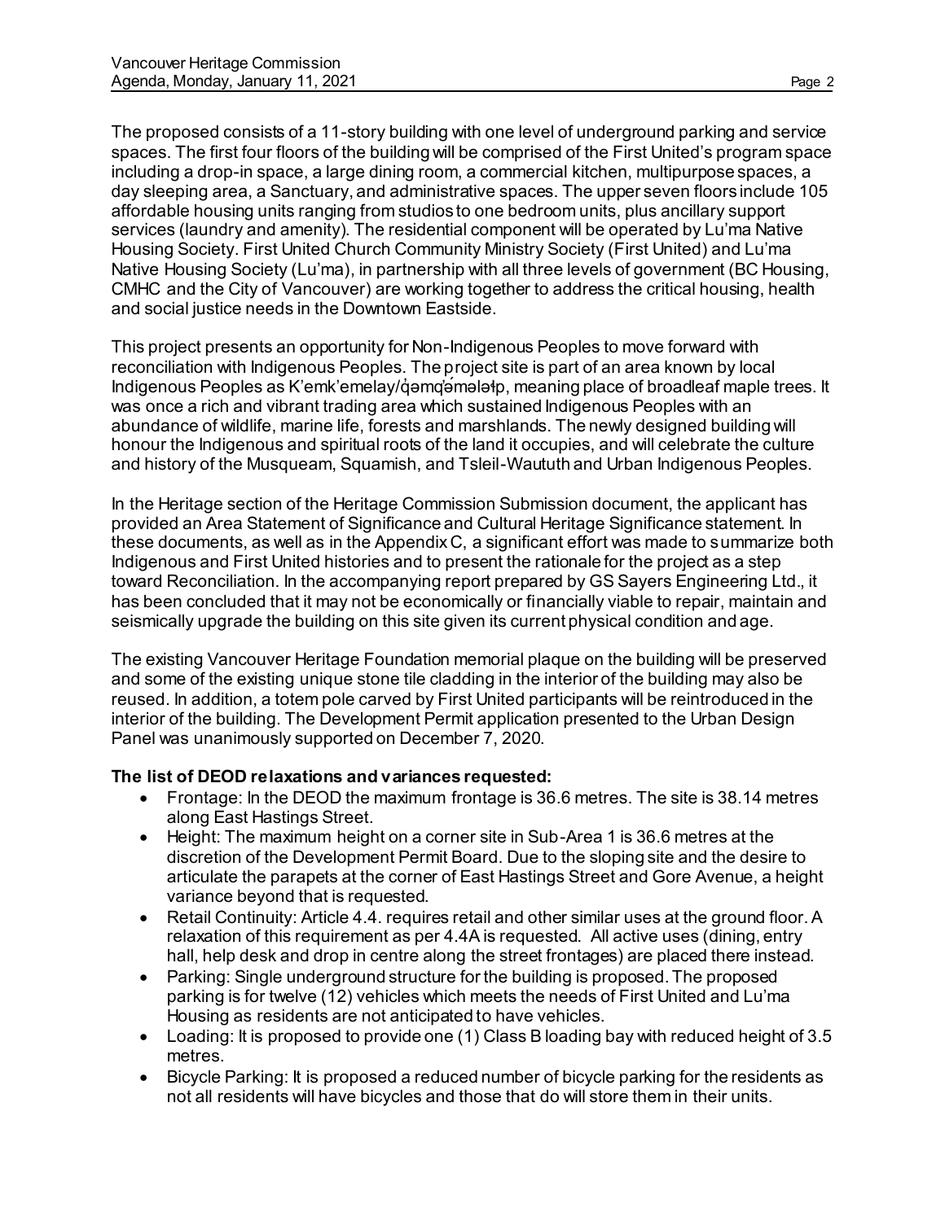The proposed consists of a 11-story building with one level of underground parking and service spaces. The first four floors of the building will be comprised of the First United's program space including a drop-in space, a large dining room, a commercial kitchen, multipurpose spaces, a day sleeping area, a Sanctuary, and administrative spaces. The upper seven floors include 105 affordable housing units ranging from studios to one bedroom units, plus ancillary support services (laundry and amenity). The residential component will be operated by Lu'ma Native Housing Society. First United Church Community Ministry Society (First United) and Lu'ma Native Housing Society (Lu'ma), in partnership with all three levels of government (BC Housing, CMHC and the City of Vancouver) are working together to address the critical housing, health and social justice needs in the Downtown Eastside.

This project presents an opportunity for Non-Indigenous Peoples to move forward with reconciliation with Indigenous Peoples. The project site is part of an area known by local Indigenous Peoples as K'emk'emelay/q̓əmq̓ə́mələɬp, meaning place of broadleaf maple trees. It was once a rich and vibrant trading area which sustained Indigenous Peoples with an abundance of wildlife, marine life, forests and marshlands. The newly designed building will honour the Indigenous and spiritual roots of the land it occupies, and will celebrate the culture and history of the Musqueam, Squamish, and Tsleil-Waututh and Urban Indigenous Peoples.

In the Heritage section of the Heritage Commission Submission document, the applicant has provided an Area Statement of Significance and Cultural Heritage Significance statement. In these documents, as well as in the Appendix C, a significant effort was made to summarize both Indigenous and First United histories and to present the rationale for the project as a step toward Reconciliation. In the accompanying report prepared by GS Sayers Engineering Ltd., it has been concluded that it may not be economically or financially viable to repair, maintain and seismically upgrade the building on this site given its current physical condition and age.

The existing Vancouver Heritage Foundation memorial plaque on the building will be preserved and some of the existing unique stone tile cladding in the interior of the building may also be reused. In addition, a totem pole carved by First United participants will be reintroduced in the interior of the building. The Development Permit application presented to the Urban Design Panel was unanimously supported on December 7, 2020.

**The list of DEOD relaxations and variances requested:**

- Frontage: In the DEOD the maximum frontage is 36.6 metres. The site is 38.14 metres along East Hastings Street.
- Height: The maximum height on a corner site in Sub-Area 1 is 36.6 metres at the discretion of the Development Permit Board. Due to the sloping site and the desire to articulate the parapets at the corner of East Hastings Street and Gore Avenue, a height variance beyond that is requested.
- Retail Continuity: Article 4.4. requires retail and other similar uses at the ground floor. A relaxation of this requirement as per 4.4A is requested. All active uses (dining, entry hall, help desk and drop in centre along the street frontages) are placed there instead.
- Parking: Single underground structure for the building is proposed. The proposed parking is for twelve (12) vehicles which meets the needs of First United and Lu'ma Housing as residents are not anticipated to have vehicles.
- Loading: It is proposed to provide one (1) Class B loading bay with reduced height of 3.5 metres.
- Bicycle Parking: It is proposed a reduced number of bicycle parking for the residents as not all residents will have bicycles and those that do will store them in their units.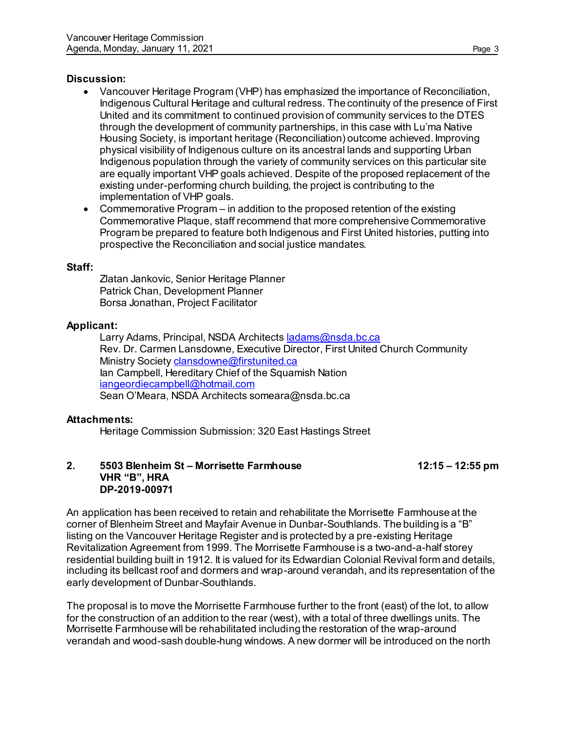**Discussion:**

- Vancouver Heritage Program (VHP) has emphasized the importance of Reconciliation, Indigenous Cultural Heritage and cultural redress. The continuity of the presence of First United and its commitment to continued provision of community services to the DTES through the development of community partnerships, in this case with Lu'ma Native Housing Society, is important heritage (Reconciliation) outcome achieved. Improving physical visibility of Indigenous culture on its ancestral lands and supporting Urban Indigenous population through the variety of community services on this particular site are equally important VHP goals achieved. Despite of the proposed replacement of the existing under-performing church building, the project is contributing to the implementation of VHP goals.
- Commemorative Program – in addition to the proposed retention of the existing Commemorative Plaque, staff recommend that more comprehensive Commemorative Program be prepared to feature both Indigenous and First United histories, putting into prospective the Reconciliation and social justice mandates.

**Staff:**

Zlatan Jankovic, Senior Heritage Planner
Patrick Chan, Development Planner
Borsa Jonathan, Project Facilitator

**Applicant:**

Larry Adams, Principal, NSDA Architects ladams@nsda.bc.ca
Rev. Dr. Carmen Lansdowne, Executive Director, First United Church Community Ministry Society clansdowne@firstunited.ca
Ian Campbell, Hereditary Chief of the Squamish Nation
iangeordiecampbell@hotmail.com
Sean O'Meara, NSDA Architects someara@nsda.bc.ca

**Attachments:**

Heritage Commission Submission: 320 East Hastings Street

**2. 5503 Blenheim St – Morrisette Farmhouse** **12:15 – 12:55 pm**
**VHR "B", HRA**
**DP-2019-00971**

An application has been received to retain and rehabilitate the Morrisette Farmhouse at the corner of Blenheim Street and Mayfair Avenue in Dunbar-Southlands. The building is a "B" listing on the Vancouver Heritage Register and is protected by a pre-existing Heritage Revitalization Agreement from 1999. The Morrisette Farmhouse is a two-and-a-half storey residential building built in 1912. It is valued for its Edwardian Colonial Revival form and details, including its bellcast roof and dormers and wrap-around verandah, and its representation of the early development of Dunbar-Southlands.

The proposal is to move the Morrisette Farmhouse further to the front (east) of the lot, to allow for the construction of an addition to the rear (west), with a total of three dwellings units. The Morrisette Farmhouse will be rehabilitated including the restoration of the wrap-around verandah and wood-sash double-hung windows. A new dormer will be introduced on the north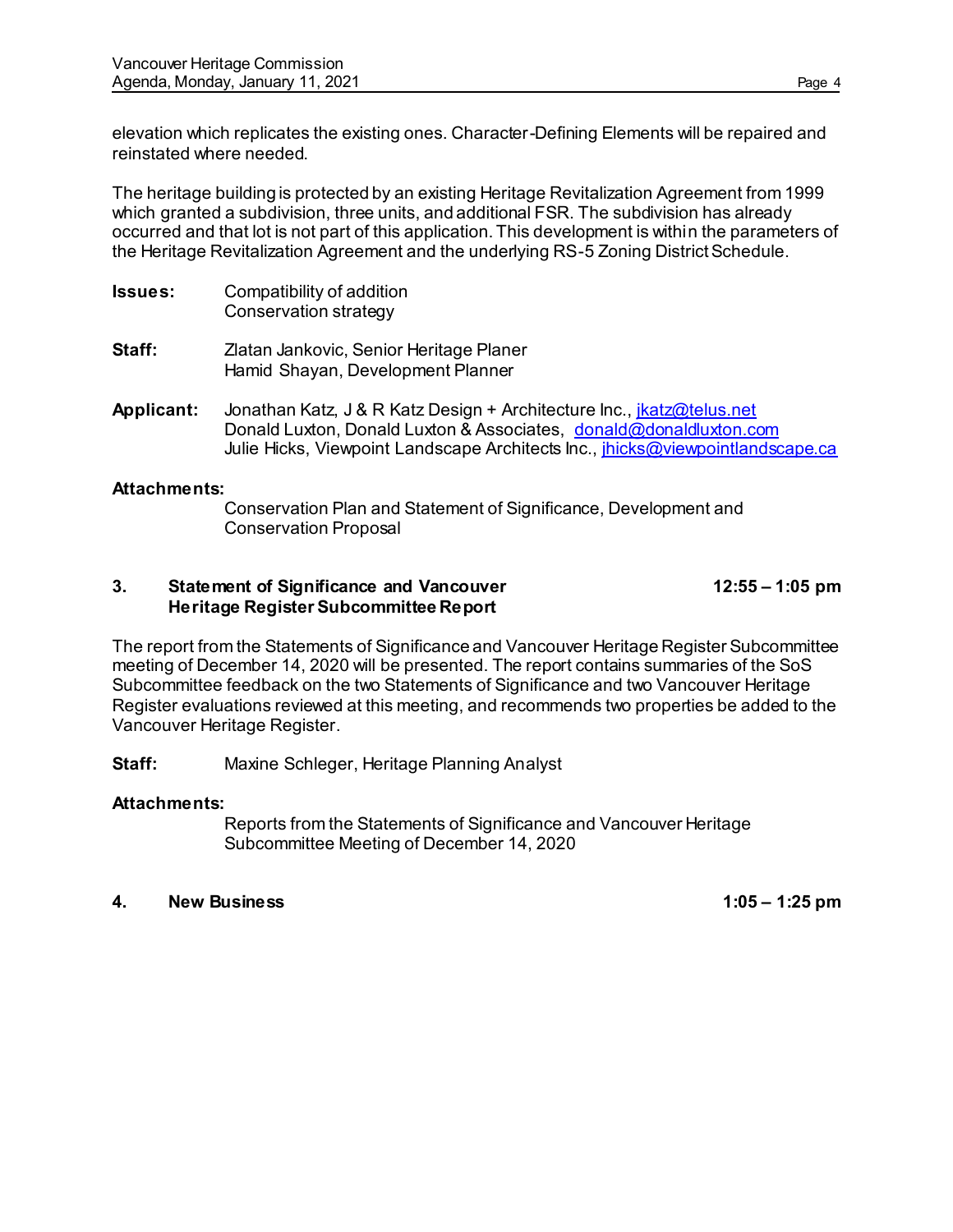elevation which replicates the existing ones. Character-Defining Elements will be repaired and reinstated where needed.

The heritage building is protected by an existing Heritage Revitalization Agreement from 1999 which granted a subdivision, three units, and additional FSR. The subdivision has already occurred and that lot is not part of this application. This development is within the parameters of the Heritage Revitalization Agreement and the underlying RS-5 Zoning District Schedule.

**Issues:** Compatibility of addition
Conservation strategy

**Staff:** Zlatan Jankovic, Senior Heritage Planer
Hamid Shayan, Development Planner

**Applicant:** Jonathan Katz, J & R Katz Design + Architecture Inc., jkatz@telus.net
Donald Luxton, Donald Luxton & Associates, donald@donaldluxton.com
Julie Hicks, Viewpoint Landscape Architects Inc., jhicks@viewpointlandscape.ca

**Attachments:**
Conservation Plan and Statement of Significance, Development and Conservation Proposal

### 3. Statement of Significance and Vancouver Heritage Register Subcommittee Report — 12:55 – 1:05 pm

The report from the Statements of Significance and Vancouver Heritage Register Subcommittee meeting of December 14, 2020 will be presented. The report contains summaries of the SoS Subcommittee feedback on the two Statements of Significance and two Vancouver Heritage Register evaluations reviewed at this meeting, and recommends two properties be added to the Vancouver Heritage Register.

**Staff:** Maxine Schleger, Heritage Planning Analyst

**Attachments:**
Reports from the Statements of Significance and Vancouver Heritage Subcommittee Meeting of December 14, 2020

### 4. New Business — 1:05 – 1:25 pm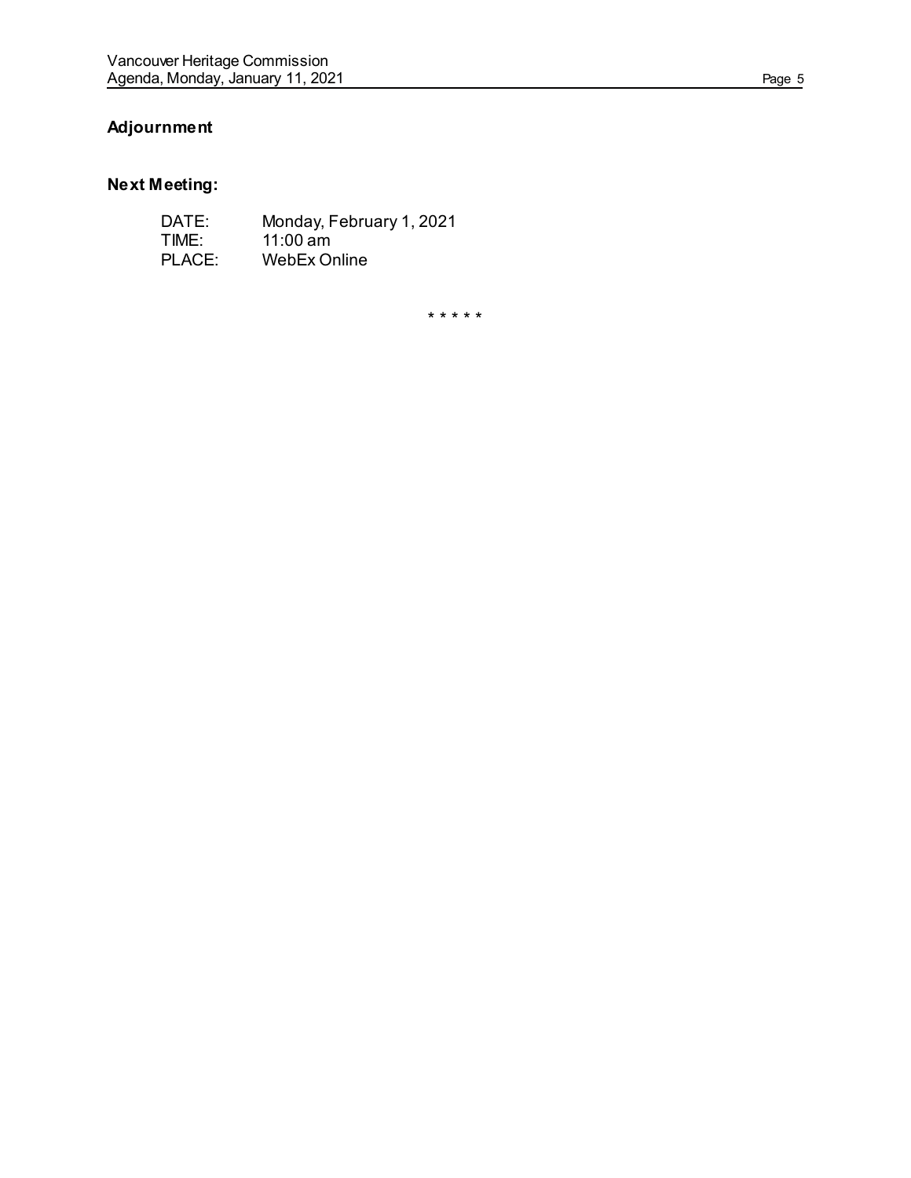**Adjournment**

**Next Meeting:**

| | |
|---|---|
| DATE: | Monday, February 1, 2021 |
| TIME: | 11:00 am |
| PLACE: | WebEx Online |

\* \* \* \* \*